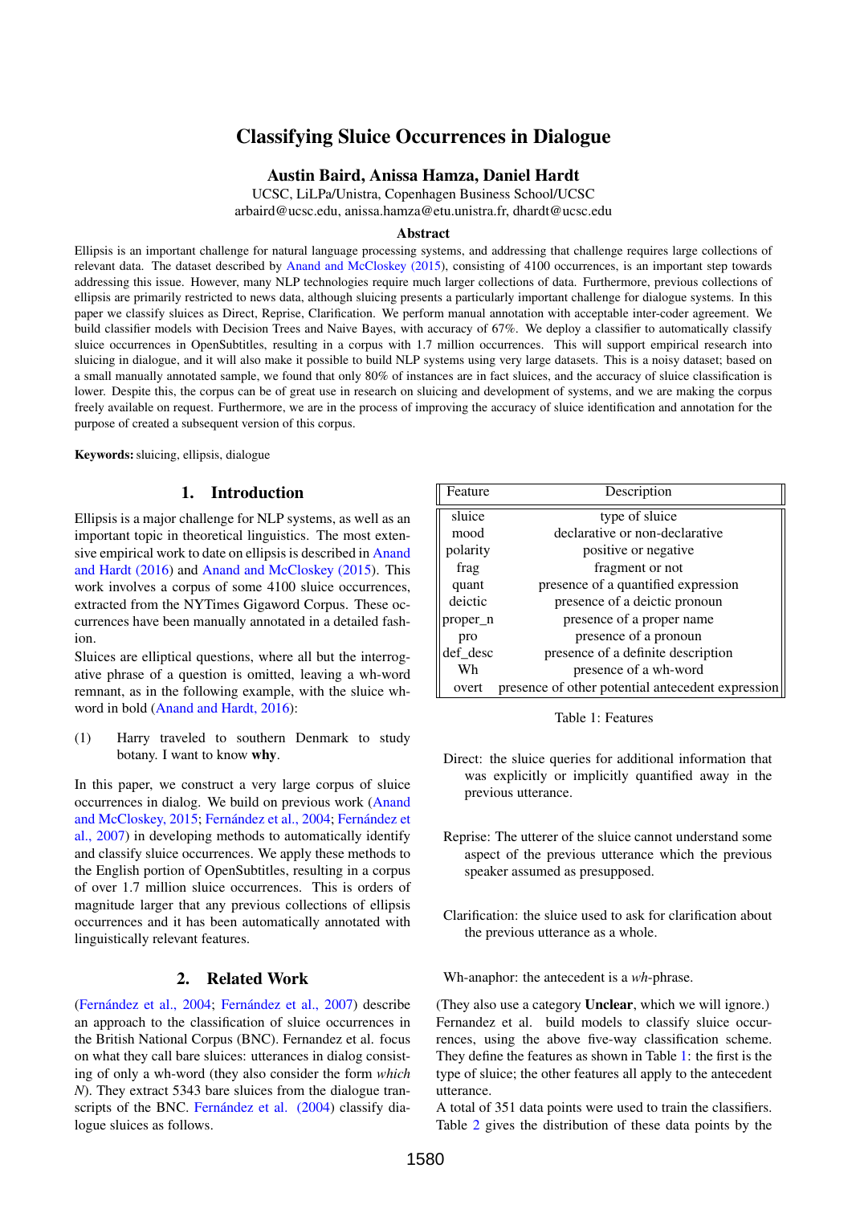# Classifying Sluice Occurrences in Dialogue

**Austin Baird, Anissa Hamza, Daniel Hardt**

UCSC, LiLPa/Unistra, Copenhagen Business School/UCSC
arbaird@ucsc.edu, anissa.hamza@etu.unistra.fr, dhardt@ucsc.edu

## Abstract

Ellipsis is an important challenge for natural language processing systems, and addressing that challenge requires large collections of relevant data. The dataset described by Anand and McCloskey (2015), consisting of 4100 occurrences, is an important step towards addressing this issue. However, many NLP technologies require much larger collections of data. Furthermore, previous collections of ellipsis are primarily restricted to news data, although sluicing presents a particularly important challenge for dialogue systems. In this paper we classify sluices as Direct, Reprise, Clarification. We perform manual annotation with acceptable inter-coder agreement. We build classifier models with Decision Trees and Naive Bayes, with accuracy of 67%. We deploy a classifier to automatically classify sluice occurrences in OpenSubtitles, resulting in a corpus with 1.7 million occurrences. This will support empirical research into sluicing in dialogue, and it will also make it possible to build NLP systems using very large datasets. This is a noisy dataset; based on a small manually annotated sample, we found that only 80% of instances are in fact sluices, and the accuracy of sluice classification is lower. Despite this, the corpus can be of great use in research on sluicing and development of systems, and we are making the corpus freely available on request. Furthermore, we are in the process of improving the accuracy of sluice identification and annotation for the purpose of created a subsequent version of this corpus.

**Keywords:** sluicing, ellipsis, dialogue

## 1. Introduction

Ellipsis is a major challenge for NLP systems, as well as an important topic in theoretical linguistics. The most extensive empirical work to date on ellipsis is described in Anand and Hardt (2016) and Anand and McCloskey (2015). This work involves a corpus of some 4100 sluice occurrences, extracted from the NYTimes Gigaword Corpus. These occurrences have been manually annotated in a detailed fashion.

Sluices are elliptical questions, where all but the interrogative phrase of a question is omitted, leaving a wh-word remnant, as in the following example, with the sluice wh-word in bold (Anand and Hardt, 2016):

(1) Harry traveled to southern Denmark to study botany. I want to know **why**.

In this paper, we construct a very large corpus of sluice occurrences in dialog. We build on previous work (Anand and McCloskey, 2015; Fernández et al., 2004; Fernández et al., 2007) in developing methods to automatically identify and classify sluice occurrences. We apply these methods to the English portion of OpenSubtitles, resulting in a corpus of over 1.7 million sluice occurrences. This is orders of magnitude larger that any previous collections of ellipsis occurrences and it has been automatically annotated with linguistically relevant features.

## 2. Related Work

(Fernández et al., 2004; Fernández et al., 2007) describe an approach to the classification of sluice occurrences in the British National Corpus (BNC). Fernandez et al. focus on what they call bare sluices: utterances in dialog consisting of only a wh-word (they also consider the form *which N*). They extract 5343 bare sluices from the dialogue transcripts of the BNC. Fernández et al. (2004) classify dialogue sluices as follows.

| Feature | Description |
|---|---|
| sluice | type of sluice |
| mood | declarative or non-declarative |
| polarity | positive or negative |
| frag | fragment or not |
| quant | presence of a quantified expression |
| deictic | presence of a deictic pronoun |
| proper_n | presence of a proper name |
| pro | presence of a pronoun |
| def_desc | presence of a definite description |
| Wh | presence of a wh-word |
| overt | presence of other potential antecedent expression |

Table 1: Features

Direct: the sluice queries for additional information that was explicitly or implicitly quantified away in the previous utterance.

Reprise: The utterer of the sluice cannot understand some aspect of the previous utterance which the previous speaker assumed as presupposed.

Clarification: the sluice used to ask for clarification about the previous utterance as a whole.

Wh-anaphor: the antecedent is a *wh*-phrase.

(They also use a category **Unclear**, which we will ignore.) Fernandez et al. build models to classify sluice occurrences, using the above five-way classification scheme. They define the features as shown in Table 1: the first is the type of sluice; the other features all apply to the antecedent utterance.

A total of 351 data points were used to train the classifiers. Table 2 gives the distribution of these data points by the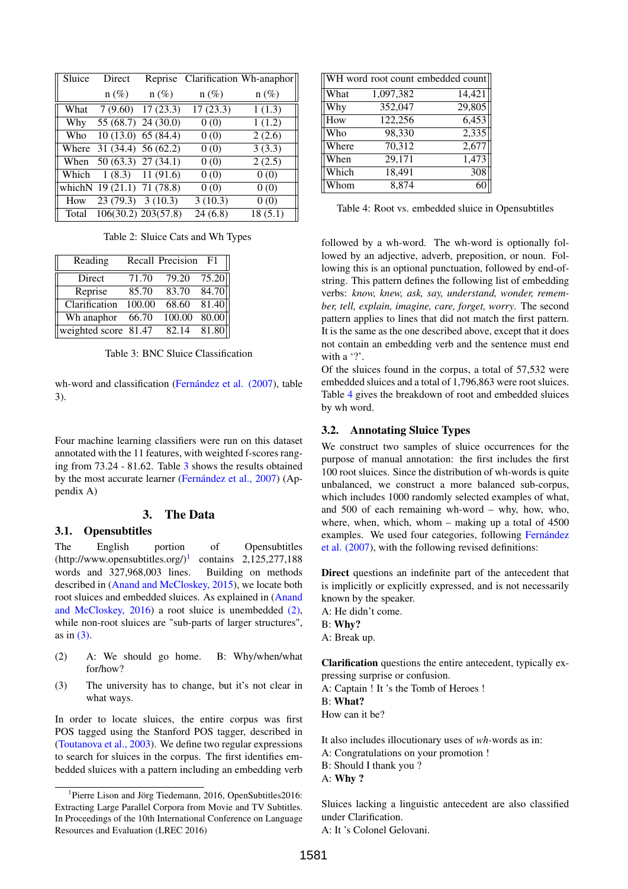| Sluice | Direct | Reprise | Clarification | Wh-anaphor |
|---|---|---|---|---|
| | n (%) | n (%) | n (%) | n (%) |
| What | 7 (9.60) | 17 (23.3) | 17 (23.3) | 1 (1.3) |
| Why | 55 (68.7) | 24 (30.0) | 0 (0) | 1 (1.2) |
| Who | 10 (13.0) | 65 (84.4) | 0 (0) | 2 (2.6) |
| Where | 31 (34.4) | 56 (62.2) | 0 (0) | 3 (3.3) |
| When | 50 (63.3) | 27 (34.1) | 0 (0) | 2 (2.5) |
| Which | 1 (8.3) | 11 (91.6) | 0 (0) | 0 (0) |
| whichN | 19 (21.1) | 71 (78.8) | 0 (0) | 0 (0) |
| How | 23 (79.3) | 3 (10.3) | 3 (10.3) | 0 (0) |
| Total | 106(30.2) | 203(57.8) | 24 (6.8) | 18 (5.1) |

Table 2: Sluice Cats and Wh Types

| Reading | Recall | Precision | F1 |
|---|---|---|---|
| Direct | 71.70 | 79.20 | 75.20 |
| Reprise | 85.70 | 83.70 | 84.70 |
| Clarification | 100.00 | 68.60 | 81.40 |
| Wh anaphor | 66.70 | 100.00 | 80.00 |
| weighted score | 81.47 | 82.14 | 81.80 |

Table 3: BNC Sluice Classification

wh-word and classification (Fernández et al. (2007), table 3).

Four machine learning classifiers were run on this dataset annotated with the 11 features, with weighted f-scores ranging from 73.24 - 81.62. Table 3 shows the results obtained by the most accurate learner (Fernández et al., 2007) (Appendix A)

## 3. The Data

### 3.1. Opensubtitles

The English portion of Opensubtitles (http://www.opensubtitles.org/)[1] contains 2,125,277,188 words and 327,968,003 lines. Building on methods described in (Anand and McCloskey, 2015), we locate both root sluices and embedded sluices. As explained in (Anand and McCloskey, 2016) a root sluice is unembedded (2), while non-root sluices are "sub-parts of larger structures", as in (3).

(2) A: We should go home. B: Why/when/what for/how?

(3) The university has to change, but it's not clear in what ways.

In order to locate sluices, the entire corpus was first POS tagged using the Stanford POS tagger, described in (Toutanova et al., 2003). We define two regular expressions to search for sluices in the corpus. The first identifies embedded sluices with a pattern including an embedding verb followed by a wh-word. The wh-word is optionally followed by an adjective, adverb, preposition, or noun. Following this is an optional punctuation, followed by end-of-string. This pattern defines the following list of embedding verbs: *know, knew, ask, say, understand, wonder, remember, tell, explain, imagine, care, forget, worry*. The second pattern applies to lines that did not match the first pattern. It is the same as the one described above, except that it does not contain an embedding verb and the sentence must end with a '?'.

Of the sluices found in the corpus, a total of 57,532 were embedded sluices and a total of 1,796,863 were root sluices. Table 4 gives the breakdown of root and embedded sluices by wh word.

| WH word | root count | embedded count |
|---|---|---|
| What | 1,097,382 | 14,421 |
| Why | 352,047 | 29,805 |
| How | 122,256 | 6,453 |
| Who | 98,330 | 2,335 |
| Where | 70,312 | 2,677 |
| When | 29,171 | 1,473 |
| Which | 18,491 | 308 |
| Whom | 8,874 | 60 |

Table 4: Root vs. embedded sluice in Opensubtitles

### 3.2. Annotating Sluice Types

We construct two samples of sluice occurrences for the purpose of manual annotation: the first includes the first 100 root sluices. Since the distribution of wh-words is quite unbalanced, we construct a more balanced sub-corpus, which includes 1000 randomly selected examples of what, and 500 of each remaining wh-word – why, how, who, where, when, which, whom – making up a total of 4500 examples. We used four categories, following Fernández et al. (2007), with the following revised definitions:

**Direct** questions an indefinite part of the antecedent that is implicitly or explicitly expressed, and is not necessarily known by the speaker.
A: He didn't come.
B: **Why?**
A: Break up.

**Clarification** questions the entire antecedent, typically expressing surprise or confusion.
A: Captain ! It 's the Tomb of Heroes !
B: **What?**
How can it be?

It also includes illocutionary uses of *wh*-words as in:
A: Congratulations on your promotion !
B: Should I thank you ?
A: **Why ?**

Sluices lacking a linguistic antecedent are also classified under Clarification.
A: It 's Colonel Gelovani.

[1] Pierre Lison and Jörg Tiedemann, 2016, OpenSubtitles2016: Extracting Large Parallel Corpora from Movie and TV Subtitles. In Proceedings of the 10th International Conference on Language Resources and Evaluation (LREC 2016)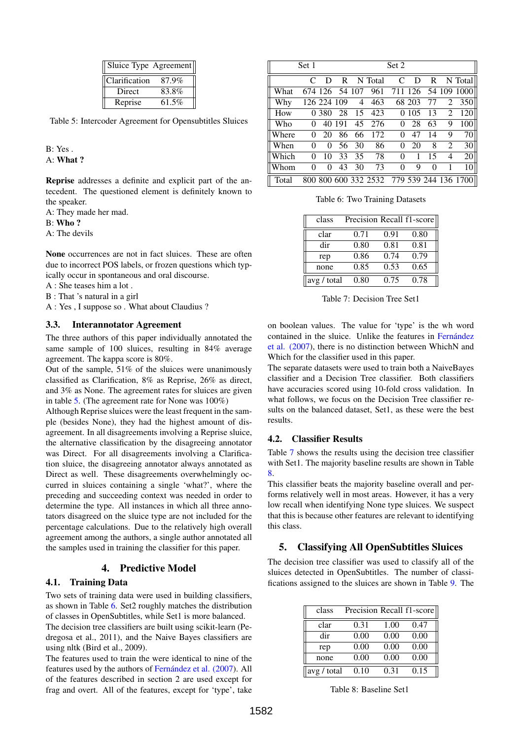| Sluice Type | Agreement |
|---|---|
| Clarification | 87.9% |
| Direct | 83.8% |
| Reprise | 61.5% |

Table 5: Intercoder Agreement for Opensubtitles Sluices

B: Yes .
A: **What ?**

**Reprise** addresses a definite and explicit part of the antecedent. The questioned element is definitely known to the speaker.
A: They made her mad.
B: **Who ?**
A: The devils

**None** occurrences are not in fact sluices. These are often due to incorrect POS labels, or frozen questions which typically occur in spontaneous and oral discourse.
A : She teases him a lot .
B : That 's natural in a girl
A : Yes , I suppose so . What about Claudius ?

### 3.3. Interannotator Agreement

The three authors of this paper individually annotated the same sample of 100 sluices, resulting in 84% average agreement. The kappa score is 80%.
Out of the sample, 51% of the sluices were unanimously classified as Clarification, 8% as Reprise, 26% as direct, and 3% as None. The agreement rates for sluices are given in table 5. (The agreement rate for None was 100%)
Although Reprise sluices were the least frequent in the sample (besides None), they had the highest amount of disagreement. In all disagreements involving a Reprise sluice, the alternative classification by the disagreeing annotator was Direct. For all disagreements involving a Clarification sluice, the disagreeing annotator always annotated as Direct as well. These disagreements overwhelmingly occurred in sluices containing a single 'what?', where the preceding and succeeding context was needed in order to determine the type. All instances in which all three annotators disagreed on the sluice type are not included for the percentage calculations. Due to the relatively high overall agreement among the authors, a single author annotated all the samples used in training the classifier for this paper.

## 4. Predictive Model

### 4.1. Training Data

Two sets of training data were used in building classifiers, as shown in Table 6. Set2 roughly matches the distribution of classes in OpenSubtitles, while Set1 is more balanced.
The decision tree classifiers are built using scikit-learn (Pedregosa et al., 2011), and the Naive Bayes classifiers are using nltk (Bird et al., 2009).
The features used to train the were identical to nine of the features used by the authors of Fernández et al. (2007). All of the features described in section 2 are used except for frag and overt. All of the features, except for 'type', take on boolean values. The value for 'type' is the wh word contained in the sluice. Unlike the features in Fernández et al. (2007), there is no distinction between WhichN and Which for the classifier used in this paper.
The separate datasets were used to train both a NaiveBayes classifier and a Decision Tree classifier. Both classifiers have accuracies scored using 10-fold cross validation. In what follows, we focus on the Decision Tree classifier results on the balanced dataset, Set1, as these were the best results.

| | Set 1 | | | | | Set 2 | | | | |
|---|---|---|---|---|---|---|---|---|---|---|
| | C | D | R | N | Total | C | D | R | N | Total |
| What | 674 | 126 | 54 | 107 | 961 | 711 | 126 | 54 | 109 | 1000 |
| Why | 126 | 224 | 109 | 4 | 463 | 68 | 203 | 77 | 2 | 350 |
| How | 0 | 380 | 28 | 15 | 423 | 0 | 105 | 13 | 2 | 120 |
| Who | 0 | 40 | 191 | 45 | 276 | 0 | 28 | 63 | 9 | 100 |
| Where | 0 | 20 | 86 | 66 | 172 | 0 | 47 | 14 | 9 | 70 |
| When | 0 | 0 | 56 | 30 | 86 | 0 | 20 | 8 | 2 | 30 |
| Which | 0 | 10 | 33 | 35 | 78 | 0 | 1 | 15 | 4 | 20 |
| Whom | 0 | 0 | 43 | 30 | 73 | 0 | 9 | 0 | 1 | 10 |
| Total | 800 | 800 | 600 | 332 | 2532 | 779 | 539 | 244 | 136 | 1700 |

Table 6: Two Training Datasets

| class | Precision | Recall | f1-score |
|---|---|---|---|
| clar | 0.71 | 0.91 | 0.80 |
| dir | 0.80 | 0.81 | 0.81 |
| rep | 0.86 | 0.74 | 0.79 |
| none | 0.85 | 0.53 | 0.65 |
| avg / total | 0.80 | 0.75 | 0.78 |

Table 7: Decision Tree Set1

### 4.2. Classifier Results

Table 7 shows the results using the decision tree classifier with Set1. The majority baseline results are shown in Table 8.
This classifier beats the majority baseline overall and performs relatively well in most areas. However, it has a very low recall when identifying None type sluices. We suspect that this is because other features are relevant to identifying this class.

## 5. Classifying All OpenSubtitles Sluices

The decision tree classifier was used to classify all of the sluices detected in OpenSubtitles. The number of classifications assigned to the sluices are shown in Table 9. The

| class | Precision | Recall | f1-score |
|---|---|---|---|
| clar | 0.31 | 1.00 | 0.47 |
| dir | 0.00 | 0.00 | 0.00 |
| rep | 0.00 | 0.00 | 0.00 |
| none | 0.00 | 0.00 | 0.00 |
| avg / total | 0.10 | 0.31 | 0.15 |

Table 8: Baseline Set1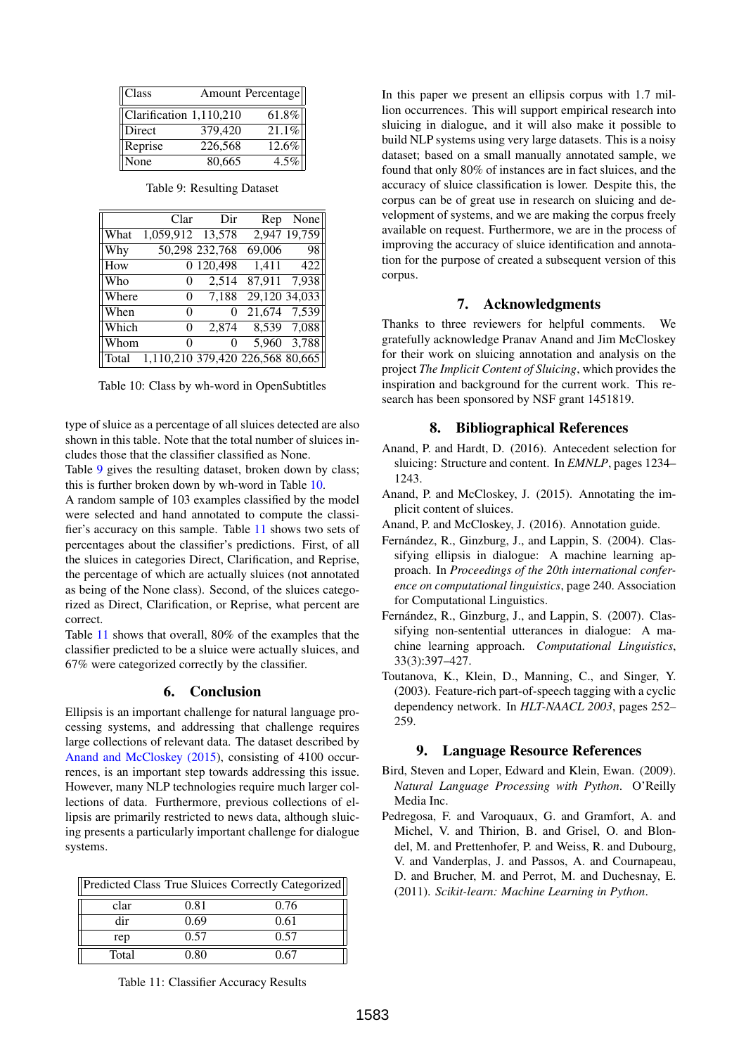| Class | Amount | Percentage |
|---|---|---|
| Clarification | 1,110,210 | 61.8% |
| Direct | 379,420 | 21.1% |
| Reprise | 226,568 | 12.6% |
| None | 80,665 | 4.5% |

Table 9: Resulting Dataset

| | Clar | Dir | Rep | None |
|---|---|---|---|---|
| What | 1,059,912 | 13,578 | 2,947 | 19,759 |
| Why | 50,298 | 232,768 | 69,006 | 98 |
| How | 0 | 120,498 | 1,411 | 422 |
| Who | 0 | 2,514 | 87,911 | 7,938 |
| Where | 0 | 7,188 | 29,120 | 34,033 |
| When | 0 | 0 | 21,674 | 7,539 |
| Which | 0 | 2,874 | 8,539 | 7,088 |
| Whom | 0 | 0 | 5,960 | 3,788 |
| Total | 1,110,210 | 379,420 | 226,568 | 80,665 |

Table 10: Class by wh-word in OpenSubtitles

type of sluice as a percentage of all sluices detected are also shown in this table. Note that the total number of sluices includes those that the classifier classified as None.

Table 9 gives the resulting dataset, broken down by class; this is further broken down by wh-word in Table 10.

A random sample of 103 examples classified by the model were selected and hand annotated to compute the classifier's accuracy on this sample. Table 11 shows two sets of percentages about the classifier's predictions. First, of all the sluices in categories Direct, Clarification, and Reprise, the percentage of which are actually sluices (not annotated as being of the None class). Second, of the sluices categorized as Direct, Clarification, or Reprise, what percent are correct.

Table 11 shows that overall, 80% of the examples that the classifier predicted to be a sluice were actually sluices, and 67% were categorized correctly by the classifier.

## 6. Conclusion

Ellipsis is an important challenge for natural language processing systems, and addressing that challenge requires large collections of relevant data. The dataset described by Anand and McCloskey (2015), consisting of 4100 occurrences, is an important step towards addressing this issue. However, many NLP technologies require much larger collections of data. Furthermore, previous collections of ellipsis are primarily restricted to news data, although sluicing presents a particularly important challenge for dialogue systems.

| Predicted Class | True Sluices | Correctly Categorized |
|---|---|---|
| clar | 0.81 | 0.76 |
| dir | 0.69 | 0.61 |
| rep | 0.57 | 0.57 |
| Total | 0.80 | 0.67 |

Table 11: Classifier Accuracy Results

In this paper we present an ellipsis corpus with 1.7 million occurrences. This will support empirical research into sluicing in dialogue, and it will also make it possible to build NLP systems using very large datasets. This is a noisy dataset; based on a small manually annotated sample, we found that only 80% of instances are in fact sluices, and the accuracy of sluice classification is lower. Despite this, the corpus can be of great use in research on sluicing and development of systems, and we are making the corpus freely available on request. Furthermore, we are in the process of improving the accuracy of sluice identification and annotation for the purpose of created a subsequent version of this corpus.

## 7. Acknowledgments

Thanks to three reviewers for helpful comments. We gratefully acknowledge Pranav Anand and Jim McCloskey for their work on sluicing annotation and analysis on the project *The Implicit Content of Sluicing*, which provides the inspiration and background for the current work. This research has been sponsored by NSF grant 1451819.

## 8. Bibliographical References

Anand, P. and Hardt, D. (2016). Antecedent selection for sluicing: Structure and content. In *EMNLP*, pages 1234–1243.

Anand, P. and McCloskey, J. (2015). Annotating the implicit content of sluices.

Anand, P. and McCloskey, J. (2016). Annotation guide.

Fernández, R., Ginzburg, J., and Lappin, S. (2004). Classifying ellipsis in dialogue: A machine learning approach. In *Proceedings of the 20th international conference on computational linguistics*, page 240. Association for Computational Linguistics.

Fernández, R., Ginzburg, J., and Lappin, S. (2007). Classifying non-sentential utterances in dialogue: A machine learning approach. *Computational Linguistics*, 33(3):397–427.

Toutanova, K., Klein, D., Manning, C., and Singer, Y. (2003). Feature-rich part-of-speech tagging with a cyclic dependency network. In *HLT-NAACL 2003*, pages 252–259.

## 9. Language Resource References

Bird, Steven and Loper, Edward and Klein, Ewan. (2009). *Natural Language Processing with Python*. O'Reilly Media Inc.

Pedregosa, F. and Varoquaux, G. and Gramfort, A. and Michel, V. and Thirion, B. and Grisel, O. and Blondel, M. and Prettenhofer, P. and Weiss, R. and Dubourg, V. and Vanderplas, J. and Passos, A. and Cournapeau, D. and Brucher, M. and Perrot, M. and Duchesnay, E. (2011). *Scikit-learn: Machine Learning in Python*.